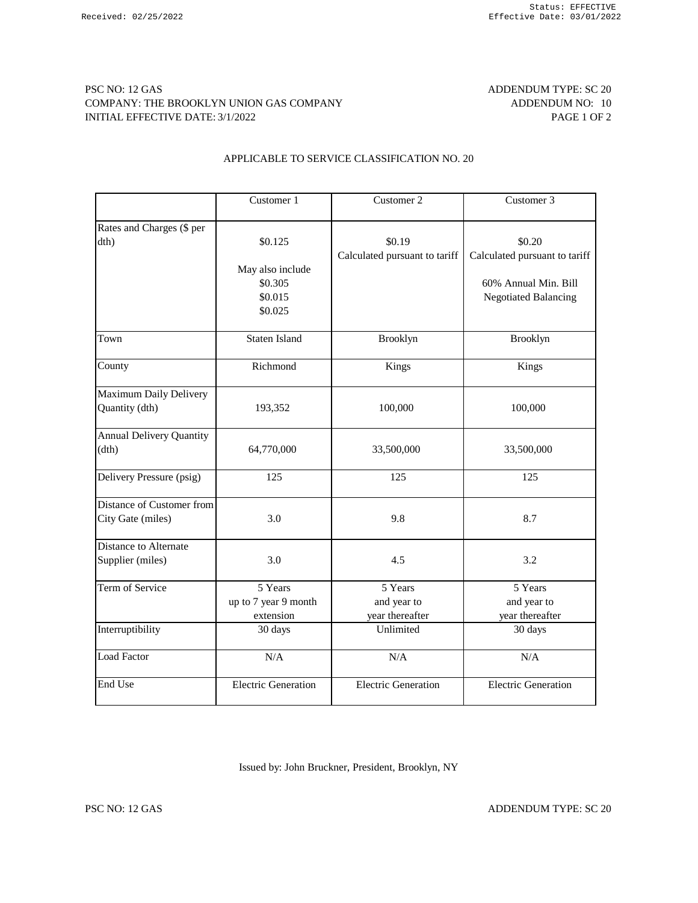PSC NO: 12 GAS
COMPANY: THE BROOKLYN UNION GAS COMPANY
INITIAL EFFECTIVE DATE: 3/1/2022

ADDENDUM TYPE: SC 20
ADDENDUM NO: 10

APPLICABLE TO SERVICE CLASSIFICATION NO. 20

| | Customer 1 | Customer 2 | Customer 3 |
|---|---|---|---|
| Rates and Charges ($ per dth) | $0.125<br><br>May also include<br>$0.305<br>$0.015<br>$0.025 | $0.19<br>Calculated pursuant to tariff | $0.20<br>Calculated pursuant to tariff<br><br>60% Annual Min. Bill<br>Negotiated Balancing |
| Town | Staten Island | Brooklyn | Brooklyn |
| County | Richmond | Kings | Kings |
| Maximum Daily Delivery Quantity (dth) | 193,352 | 100,000 | 100,000 |
| Annual Delivery Quantity (dth) | 64,770,000 | 33,500,000 | 33,500,000 |
| Delivery Pressure (psig) | 125 | 125 | 125 |
| Distance of Customer from City Gate (miles) | 3.0 | 9.8 | 8.7 |
| Distance to Alternate Supplier (miles) | 3.0 | 4.5 | 3.2 |
| Term of Service | 5 Years<br>up to 7 year 9 month extension | 5 Years<br>and year to year thereafter | 5 Years<br>and year to year thereafter |
| Interruptibility | 30 days | Unlimited | 30 days |
| Load Factor | N/A | N/A | N/A |
| End Use | Electric Generation | Electric Generation | Electric Generation |

Issued by: John Bruckner, President, Brooklyn, NY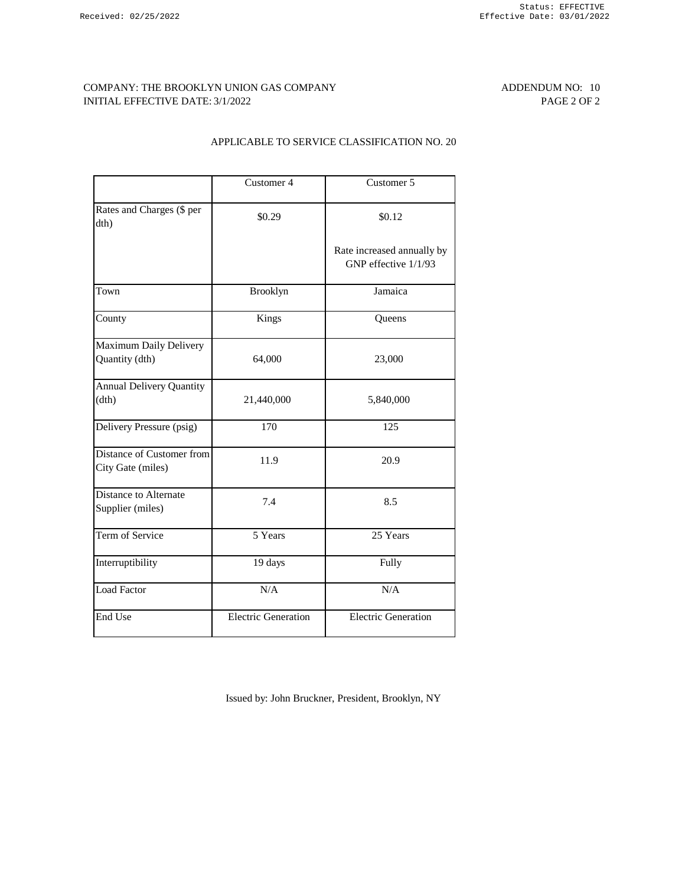COMPANY: THE BROOKLYN UNION GAS COMPANY
INITIAL EFFECTIVE DATE: 3/1/2022

ADDENDUM NO: 10
PAGE 2 OF 2

APPLICABLE TO SERVICE CLASSIFICATION NO. 20

| | Customer 4 | Customer 5 |
|---|---|---|
| Rates and Charges ($ per dth) | $0.29 | $0.12<br><br>Rate increased annually by GNP effective 1/1/93 |
| Town | Brooklyn | Jamaica |
| County | Kings | Queens |
| Maximum Daily Delivery Quantity (dth) | 64,000 | 23,000 |
| Annual Delivery Quantity (dth) | 21,440,000 | 5,840,000 |
| Delivery Pressure (psig) | 170 | 125 |
| Distance of Customer from City Gate (miles) | 11.9 | 20.9 |
| Distance to Alternate Supplier (miles) | 7.4 | 8.5 |
| Term of Service | 5 Years | 25 Years |
| Interruptibility | 19 days | Fully |
| Load Factor | N/A | N/A |
| End Use | Electric Generation | Electric Generation |

Issued by: John Bruckner, President, Brooklyn, NY